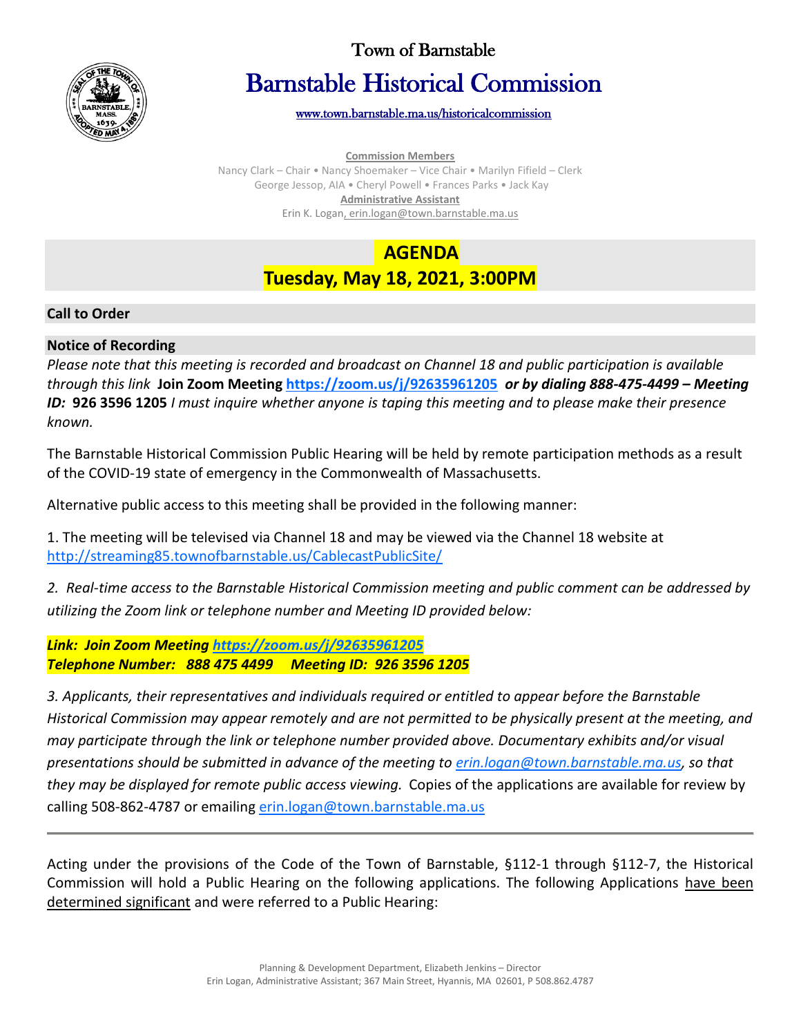# Town of Barnstable

# Barnstable Historical Commission

www.town.barnstable.ma.us/historicalcommission

**Commission Members**

Nancy Clark – Chair • Nancy Shoemaker – Vice Chair • Marilyn Fifield – Clerk
George Jessop, AIA • Cheryl Powell • Frances Parks • Jack Kay

**Administrative Assistant**

Erin K. Logan, erin.logan@town.barnstable.ma.us

## AGENDA
## Tuesday, May 18, 2021, 3:00PM

### Call to Order

### Notice of Recording

*Please note that this meeting is recorded and broadcast on Channel 18 and public participation is available through this link* **Join Zoom Meeting https://zoom.us/j/92635961205** ***or by dialing 888-475-4499 – Meeting ID:*** **926 3596 1205** *I must inquire whether anyone is taping this meeting and to please make their presence known.*

The Barnstable Historical Commission Public Hearing will be held by remote participation methods as a result of the COVID-19 state of emergency in the Commonwealth of Massachusetts.

Alternative public access to this meeting shall be provided in the following manner:

1. The meeting will be televised via Channel 18 and may be viewed via the Channel 18 website at http://streaming85.townofbarnstable.us/CablecastPublicSite/

*2. Real-time access to the Barnstable Historical Commission meeting and public comment can be addressed by utilizing the Zoom link or telephone number and Meeting ID provided below:*

***Link: Join Zoom Meeting https://zoom.us/j/92635961205***
***Telephone Number: 888 475 4499 Meeting ID: 926 3596 1205***

*3. Applicants, their representatives and individuals required or entitled to appear before the Barnstable Historical Commission may appear remotely and are not permitted to be physically present at the meeting, and may participate through the link or telephone number provided above. Documentary exhibits and/or visual presentations should be submitted in advance of the meeting to erin.logan@town.barnstable.ma.us, so that they may be displayed for remote public access viewing.* Copies of the applications are available for review by calling 508-862-4787 or emailing erin.logan@town.barnstable.ma.us

---

Acting under the provisions of the Code of the Town of Barnstable, §112-1 through §112-7, the Historical Commission will hold a Public Hearing on the following applications. The following Applications have been determined significant and were referred to a Public Hearing:

Planning & Development Department, Elizabeth Jenkins – Director
Erin Logan, Administrative Assistant; 367 Main Street, Hyannis, MA 02601, P 508.862.4787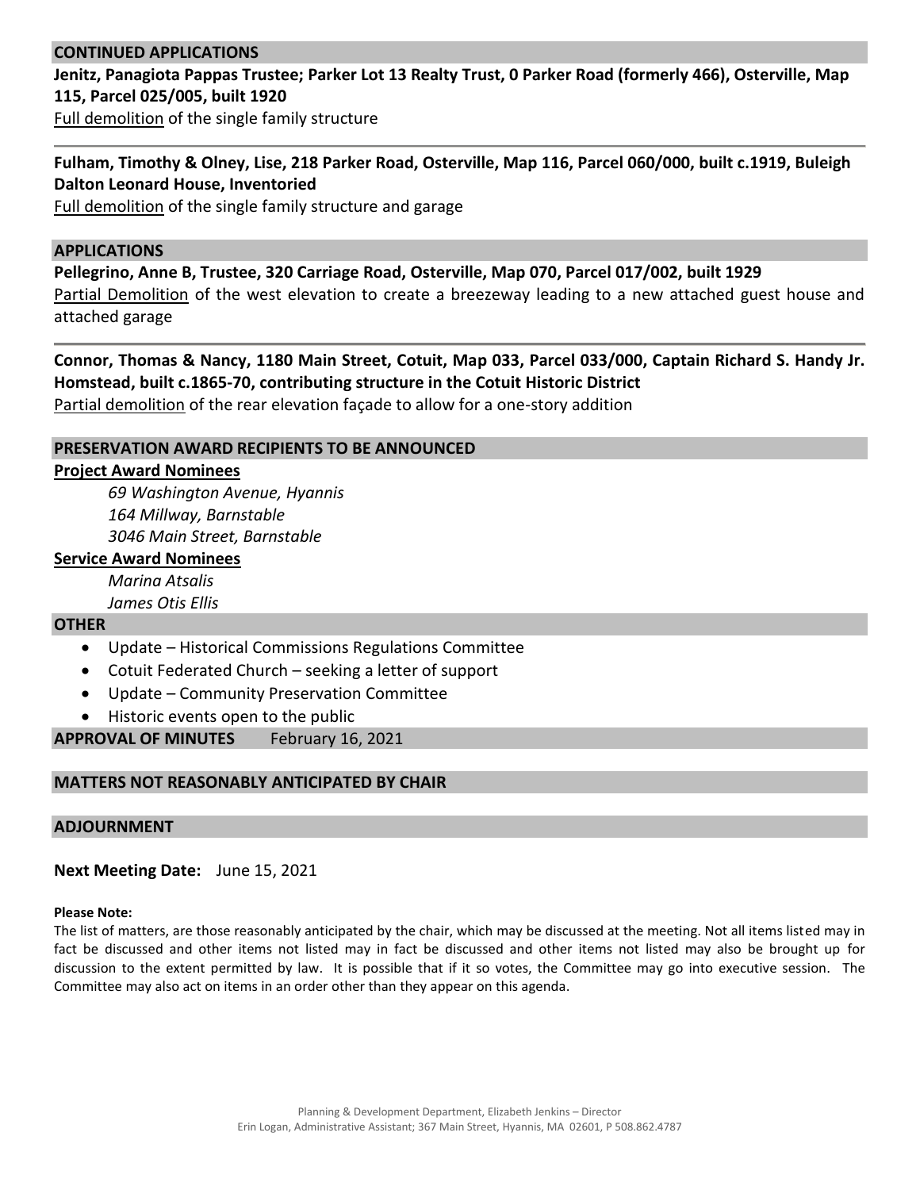## CONTINUED APPLICATIONS

**Jenitz, Panagiota Pappas Trustee; Parker Lot 13 Realty Trust, 0 Parker Road (formerly 466), Osterville, Map 115, Parcel 025/005, built 1920**

Full demolition of the single family structure

---

**Fulham, Timothy & Olney, Lise, 218 Parker Road, Osterville, Map 116, Parcel 060/000, built c.1919, Buleigh Dalton Leonard House, Inventoried**

Full demolition of the single family structure and garage

## APPLICATIONS

**Pellegrino, Anne B, Trustee, 320 Carriage Road, Osterville, Map 070, Parcel 017/002, built 1929**

Partial Demolition of the west elevation to create a breezeway leading to a new attached guest house and attached garage

---

**Connor, Thomas & Nancy, 1180 Main Street, Cotuit, Map 033, Parcel 033/000, Captain Richard S. Handy Jr. Homstead, built c.1865-70, contributing structure in the Cotuit Historic District**

Partial demolition of the rear elevation façade to allow for a one-story addition

## PRESERVATION AWARD RECIPIENTS TO BE ANNOUNCED

**Project Award Nominees**

*69 Washington Avenue, Hyannis*
*164 Millway, Barnstable*
*3046 Main Street, Barnstable*

**Service Award Nominees**

*Marina Atsalis*
*James Otis Ellis*

## OTHER

- Update – Historical Commissions Regulations Committee
- Cotuit Federated Church – seeking a letter of support
- Update – Community Preservation Committee
- Historic events open to the public

## APPROVAL OF MINUTES February 16, 2021

## MATTERS NOT REASONABLY ANTICIPATED BY CHAIR

## ADJOURNMENT

**Next Meeting Date:** June 15, 2021

**Please Note:**

The list of matters, are those reasonably anticipated by the chair, which may be discussed at the meeting. Not all items listed may in fact be discussed and other items not listed may in fact be discussed and other items not listed may also be brought up for discussion to the extent permitted by law. It is possible that if it so votes, the Committee may go into executive session. The Committee may also act on items in an order other than they appear on this agenda.

Planning & Development Department, Elizabeth Jenkins – Director
Erin Logan, Administrative Assistant; 367 Main Street, Hyannis, MA 02601, P 508.862.4787